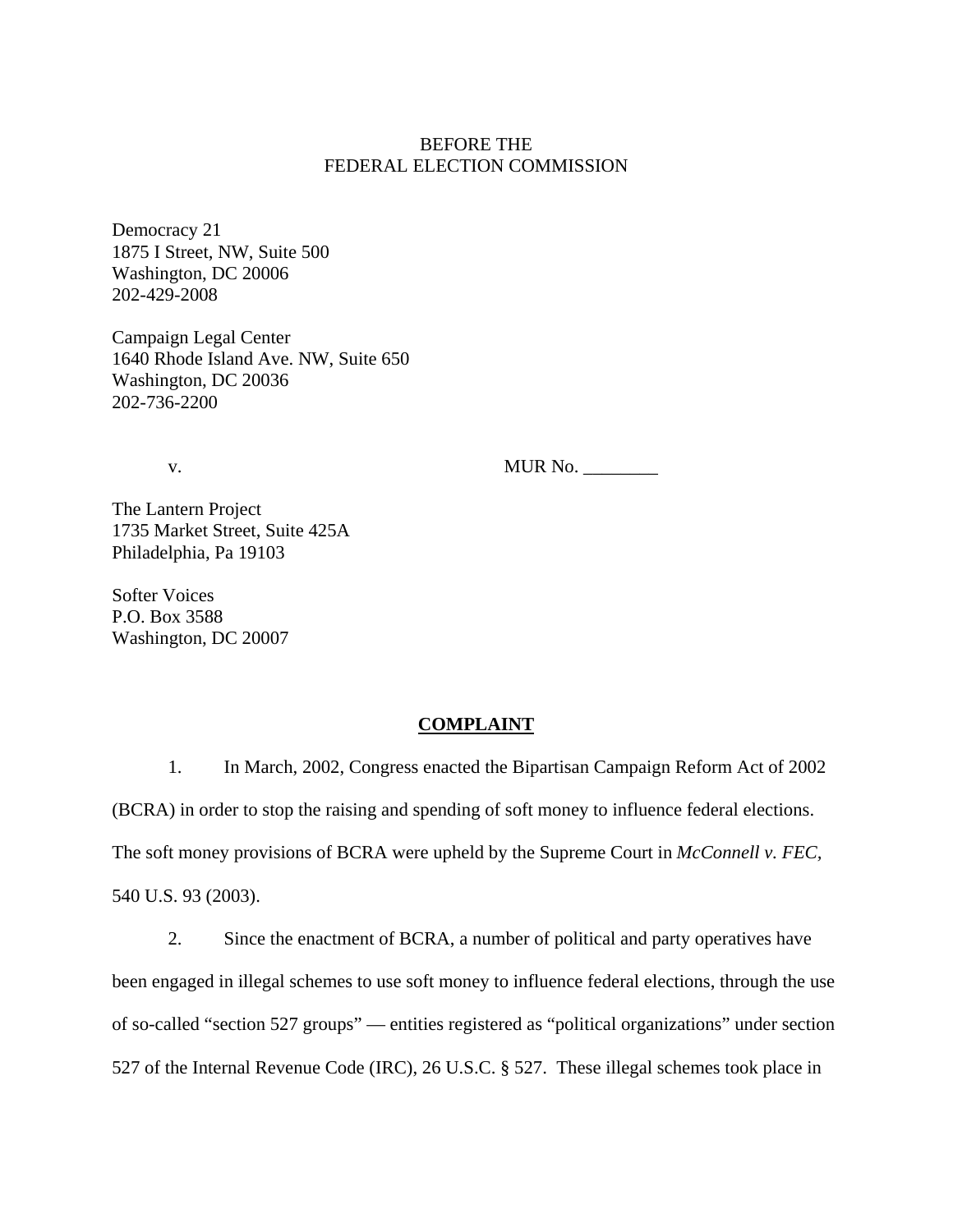BEFORE THE
FEDERAL ELECTION COMMISSION

Democracy 21
1875 I Street, NW, Suite 500
Washington, DC 20006
202-429-2008

Campaign Legal Center
1640 Rhode Island Ave. NW, Suite 650
Washington, DC 20036
202-736-2200

v. MUR No. ________

The Lantern Project
1735 Market Street, Suite 425A
Philadelphia, Pa 19103

Softer Voices
P.O. Box 3588
Washington, DC 20007

**COMPLAINT**

1. In March, 2002, Congress enacted the Bipartisan Campaign Reform Act of 2002 (BCRA) in order to stop the raising and spending of soft money to influence federal elections. The soft money provisions of BCRA were upheld by the Supreme Court in *McConnell v. FEC*, 540 U.S. 93 (2003).

2. Since the enactment of BCRA, a number of political and party operatives have been engaged in illegal schemes to use soft money to influence federal elections, through the use of so-called "section 527 groups" — entities registered as "political organizations" under section 527 of the Internal Revenue Code (IRC), 26 U.S.C. § 527. These illegal schemes took place in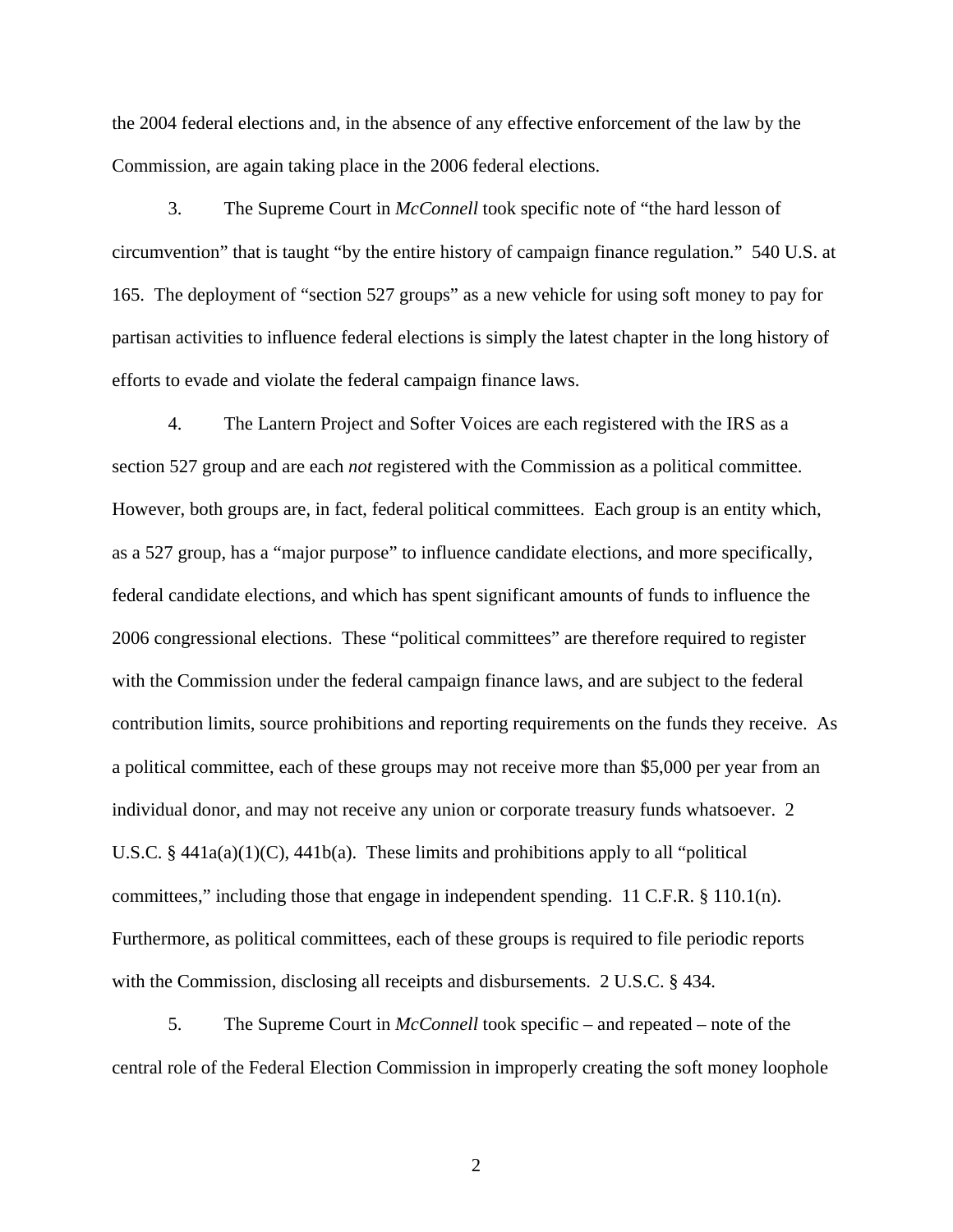the 2004 federal elections and, in the absence of any effective enforcement of the law by the Commission, are again taking place in the 2006 federal elections.

3. The Supreme Court in *McConnell* took specific note of "the hard lesson of circumvention" that is taught "by the entire history of campaign finance regulation." 540 U.S. at 165. The deployment of "section 527 groups" as a new vehicle for using soft money to pay for partisan activities to influence federal elections is simply the latest chapter in the long history of efforts to evade and violate the federal campaign finance laws.

4. The Lantern Project and Softer Voices are each registered with the IRS as a section 527 group and are each *not* registered with the Commission as a political committee. However, both groups are, in fact, federal political committees. Each group is an entity which, as a 527 group, has a "major purpose" to influence candidate elections, and more specifically, federal candidate elections, and which has spent significant amounts of funds to influence the 2006 congressional elections. These "political committees" are therefore required to register with the Commission under the federal campaign finance laws, and are subject to the federal contribution limits, source prohibitions and reporting requirements on the funds they receive. As a political committee, each of these groups may not receive more than $5,000 per year from an individual donor, and may not receive any union or corporate treasury funds whatsoever. 2 U.S.C. § 441a(a)(1)(C), 441b(a). These limits and prohibitions apply to all "political committees," including those that engage in independent spending. 11 C.F.R. § 110.1(n). Furthermore, as political committees, each of these groups is required to file periodic reports with the Commission, disclosing all receipts and disbursements. 2 U.S.C. § 434.

5. The Supreme Court in *McConnell* took specific – and repeated – note of the central role of the Federal Election Commission in improperly creating the soft money loophole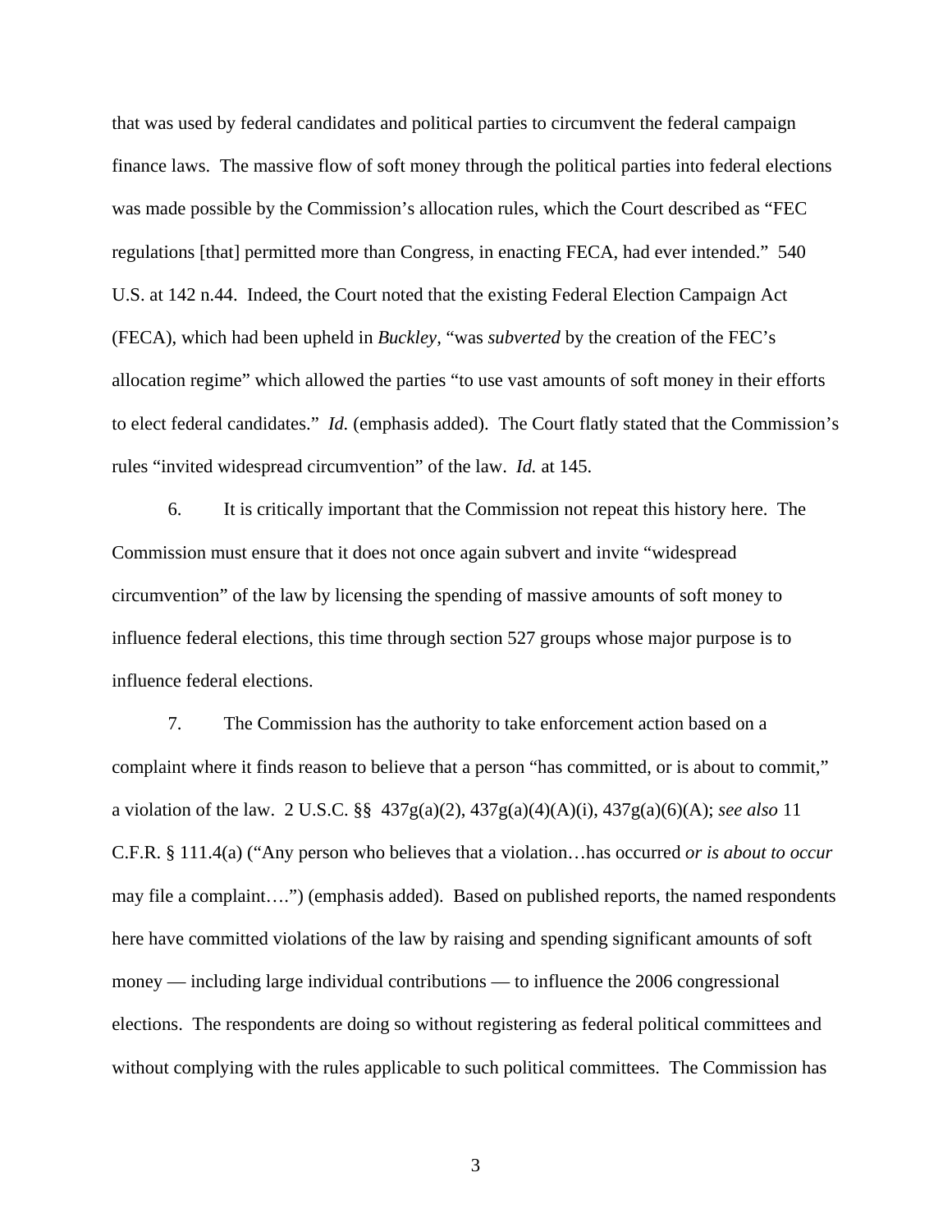that was used by federal candidates and political parties to circumvent the federal campaign finance laws. The massive flow of soft money through the political parties into federal elections was made possible by the Commission's allocation rules, which the Court described as "FEC regulations [that] permitted more than Congress, in enacting FECA, had ever intended." 540 U.S. at 142 n.44. Indeed, the Court noted that the existing Federal Election Campaign Act (FECA), which had been upheld in *Buckley*, "was *subverted* by the creation of the FEC's allocation regime" which allowed the parties "to use vast amounts of soft money in their efforts to elect federal candidates." *Id.* (emphasis added). The Court flatly stated that the Commission's rules "invited widespread circumvention" of the law. *Id.* at 145.

6. It is critically important that the Commission not repeat this history here. The Commission must ensure that it does not once again subvert and invite "widespread circumvention" of the law by licensing the spending of massive amounts of soft money to influence federal elections, this time through section 527 groups whose major purpose is to influence federal elections.

7. The Commission has the authority to take enforcement action based on a complaint where it finds reason to believe that a person "has committed, or is about to commit," a violation of the law. 2 U.S.C. §§ 437g(a)(2), 437g(a)(4)(A)(i), 437g(a)(6)(A); *see also* 11 C.F.R. § 111.4(a) ("Any person who believes that a violation…has occurred *or is about to occur* may file a complaint….") (emphasis added). Based on published reports, the named respondents here have committed violations of the law by raising and spending significant amounts of soft money — including large individual contributions — to influence the 2006 congressional elections. The respondents are doing so without registering as federal political committees and without complying with the rules applicable to such political committees. The Commission has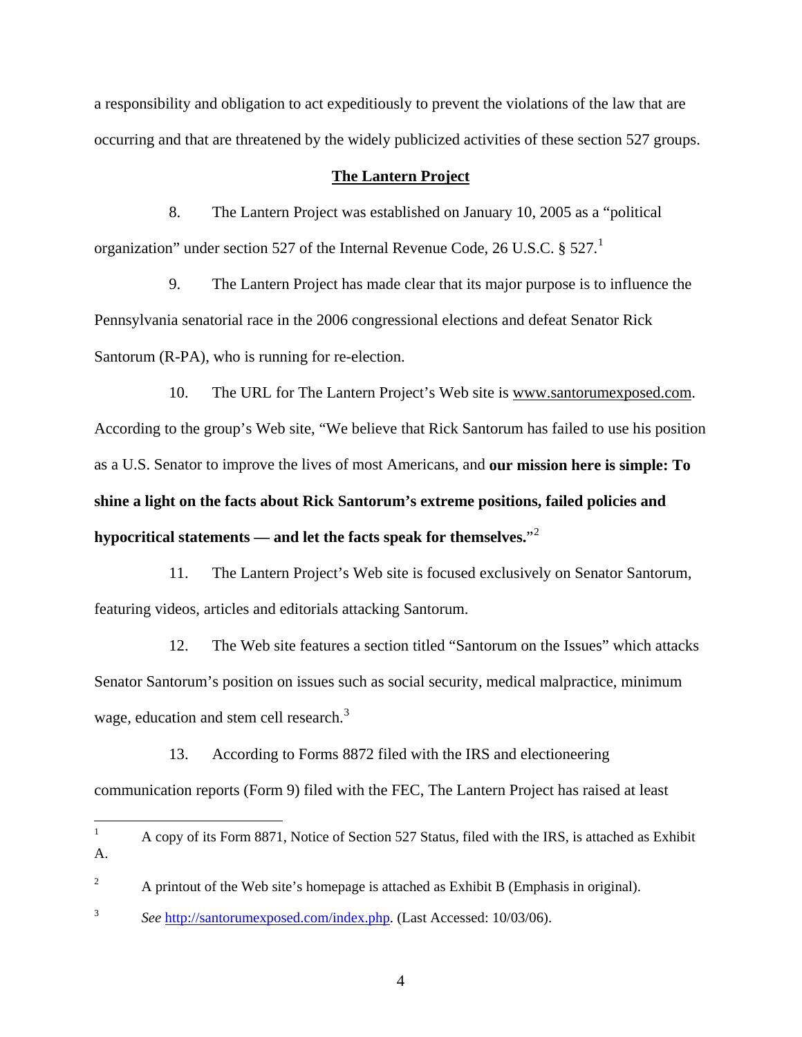a responsibility and obligation to act expeditiously to prevent the violations of the law that are occurring and that are threatened by the widely publicized activities of these section 527 groups.

## The Lantern Project

8. The Lantern Project was established on January 10, 2005 as a "political organization" under section 527 of the Internal Revenue Code, 26 U.S.C. § 527.[1]

9. The Lantern Project has made clear that its major purpose is to influence the Pennsylvania senatorial race in the 2006 congressional elections and defeat Senator Rick Santorum (R-PA), who is running for re-election.

10. The URL for The Lantern Project's Web site is www.santorumexposed.com. According to the group's Web site, "We believe that Rick Santorum has failed to use his position as a U.S. Senator to improve the lives of most Americans, and **our mission here is simple: To shine a light on the facts about Rick Santorum's extreme positions, failed policies and hypocritical statements — and let the facts speak for themselves.**"[2]

11. The Lantern Project's Web site is focused exclusively on Senator Santorum, featuring videos, articles and editorials attacking Santorum.

12. The Web site features a section titled "Santorum on the Issues" which attacks Senator Santorum's position on issues such as social security, medical malpractice, minimum wage, education and stem cell research.[3]

13. According to Forms 8872 filed with the IRS and electioneering communication reports (Form 9) filed with the FEC, The Lantern Project has raised at least

---

[1] A copy of its Form 8871, Notice of Section 527 Status, filed with the IRS, is attached as Exhibit A.

[2] A printout of the Web site's homepage is attached as Exhibit B (Emphasis in original).

[3] *See* http://santorumexposed.com/index.php. (Last Accessed: 10/03/06).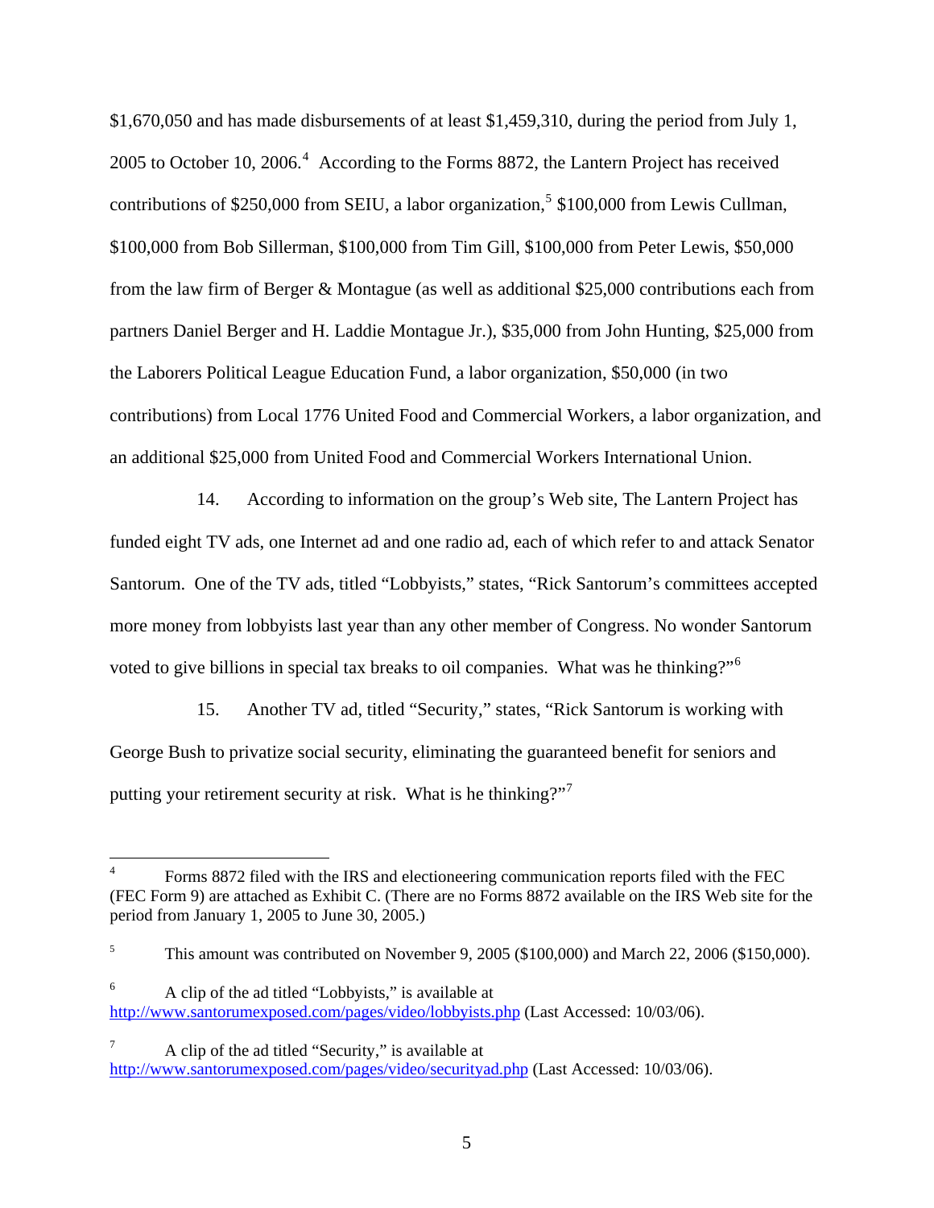$1,670,050 and has made disbursements of at least $1,459,310, during the period from July 1, 2005 to October 10, 2006.[4] According to the Forms 8872, the Lantern Project has received contributions of $250,000 from SEIU, a labor organization,[5] $100,000 from Lewis Cullman, $100,000 from Bob Sillerman, $100,000 from Tim Gill, $100,000 from Peter Lewis, $50,000 from the law firm of Berger & Montague (as well as additional $25,000 contributions each from partners Daniel Berger and H. Laddie Montague Jr.), $35,000 from John Hunting, $25,000 from the Laborers Political League Education Fund, a labor organization, $50,000 (in two contributions) from Local 1776 United Food and Commercial Workers, a labor organization, and an additional $25,000 from United Food and Commercial Workers International Union.

14. According to information on the group's Web site, The Lantern Project has funded eight TV ads, one Internet ad and one radio ad, each of which refer to and attack Senator Santorum. One of the TV ads, titled "Lobbyists," states, "Rick Santorum's committees accepted more money from lobbyists last year than any other member of Congress. No wonder Santorum voted to give billions in special tax breaks to oil companies. What was he thinking?"[6]

15. Another TV ad, titled "Security," states, "Rick Santorum is working with George Bush to privatize social security, eliminating the guaranteed benefit for seniors and putting your retirement security at risk. What is he thinking?"[7]

---

[4] Forms 8872 filed with the IRS and electioneering communication reports filed with the FEC (FEC Form 9) are attached as Exhibit C. (There are no Forms 8872 available on the IRS Web site for the period from January 1, 2005 to June 30, 2005.)

[5] This amount was contributed on November 9, 2005 ($100,000) and March 22, 2006 ($150,000).

[6] A clip of the ad titled "Lobbyists," is available at http://www.santorumexposed.com/pages/video/lobbyists.php (Last Accessed: 10/03/06).

[7] A clip of the ad titled "Security," is available at http://www.santorumexposed.com/pages/video/securityad.php (Last Accessed: 10/03/06).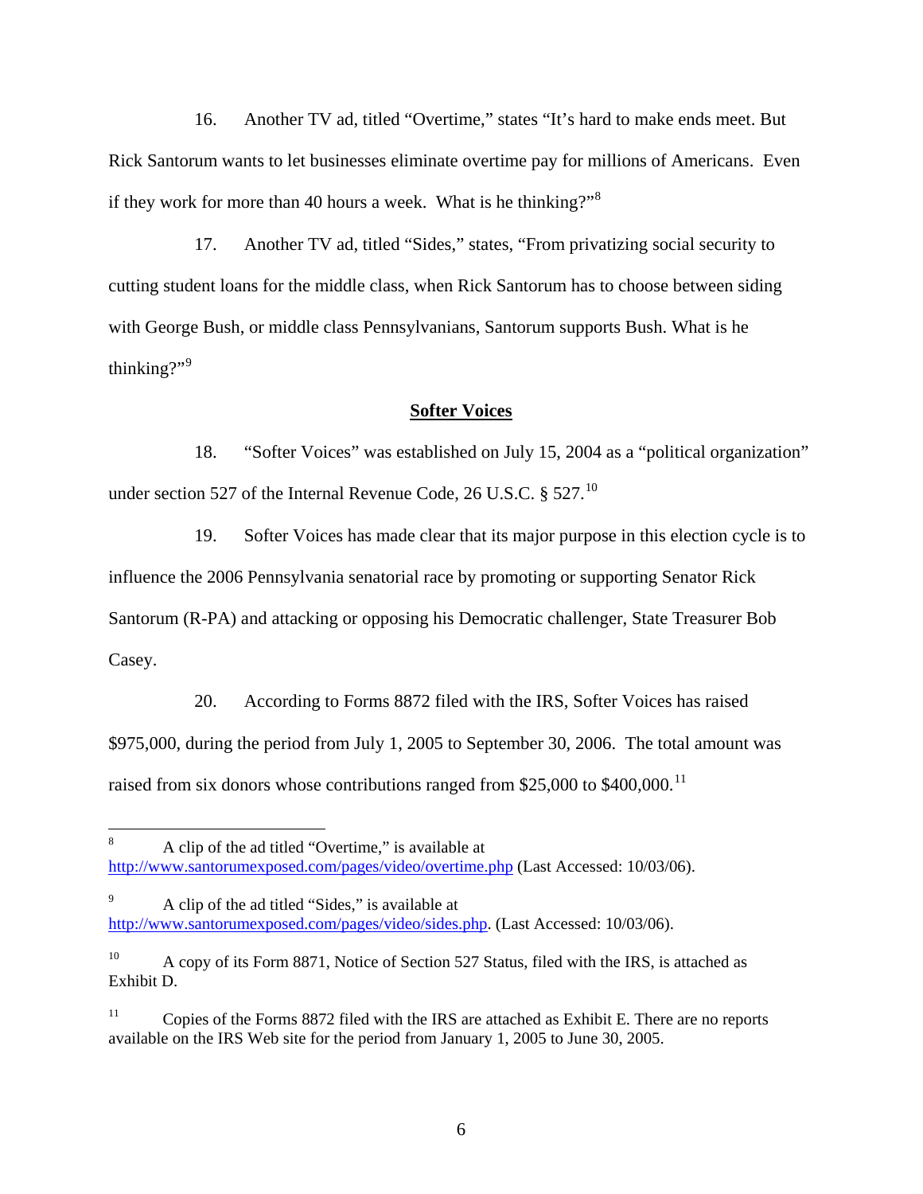16. Another TV ad, titled "Overtime," states "It's hard to make ends meet. But Rick Santorum wants to let businesses eliminate overtime pay for millions of Americans. Even if they work for more than 40 hours a week. What is he thinking?"[8]

17. Another TV ad, titled "Sides," states, "From privatizing social security to cutting student loans for the middle class, when Rick Santorum has to choose between siding with George Bush, or middle class Pennsylvanians, Santorum supports Bush. What is he thinking?"[9]

## Softer Voices

18. "Softer Voices" was established on July 15, 2004 as a "political organization" under section 527 of the Internal Revenue Code, 26 U.S.C. § 527.[10]

19. Softer Voices has made clear that its major purpose in this election cycle is to influence the 2006 Pennsylvania senatorial race by promoting or supporting Senator Rick Santorum (R-PA) and attacking or opposing his Democratic challenger, State Treasurer Bob Casey.

20. According to Forms 8872 filed with the IRS, Softer Voices has raised $975,000, during the period from July 1, 2005 to September 30, 2006. The total amount was raised from six donors whose contributions ranged from $25,000 to $400,000.[11]

---

[8] A clip of the ad titled "Overtime," is available at http://www.santorumexposed.com/pages/video/overtime.php (Last Accessed: 10/03/06).

[9] A clip of the ad titled "Sides," is available at http://www.santorumexposed.com/pages/video/sides.php. (Last Accessed: 10/03/06).

[10] A copy of its Form 8871, Notice of Section 527 Status, filed with the IRS, is attached as Exhibit D.

[11] Copies of the Forms 8872 filed with the IRS are attached as Exhibit E. There are no reports available on the IRS Web site for the period from January 1, 2005 to June 30, 2005.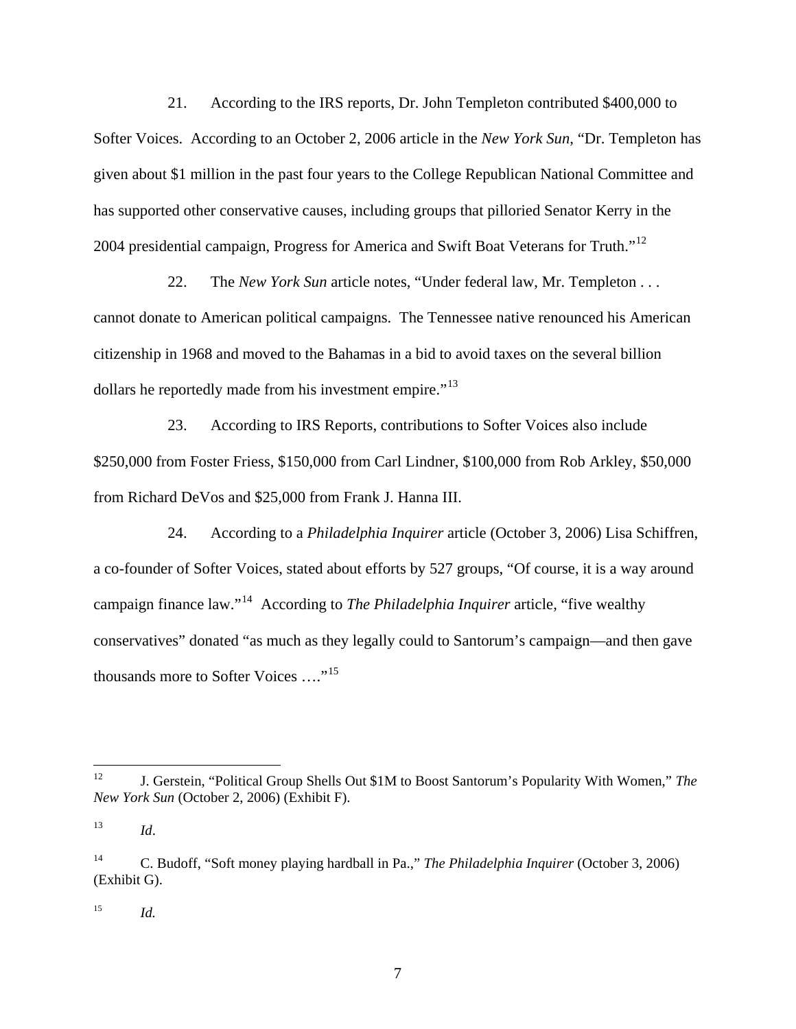21. According to the IRS reports, Dr. John Templeton contributed $400,000 to Softer Voices. According to an October 2, 2006 article in the *New York Sun*, "Dr. Templeton has given about $1 million in the past four years to the College Republican National Committee and has supported other conservative causes, including groups that pilloried Senator Kerry in the 2004 presidential campaign, Progress for America and Swift Boat Veterans for Truth."[12]

22. The *New York Sun* article notes, "Under federal law, Mr. Templeton . . . cannot donate to American political campaigns. The Tennessee native renounced his American citizenship in 1968 and moved to the Bahamas in a bid to avoid taxes on the several billion dollars he reportedly made from his investment empire."[13]

23. According to IRS Reports, contributions to Softer Voices also include $250,000 from Foster Friess, $150,000 from Carl Lindner, $100,000 from Rob Arkley, $50,000 from Richard DeVos and $25,000 from Frank J. Hanna III.

24. According to a *Philadelphia Inquirer* article (October 3, 2006) Lisa Schiffren, a co-founder of Softer Voices, stated about efforts by 527 groups, "Of course, it is a way around campaign finance law."[14] According to *The Philadelphia Inquirer* article, "five wealthy conservatives" donated "as much as they legally could to Santorum's campaign—and then gave thousands more to Softer Voices …."[15]

---

[12] J. Gerstein, "Political Group Shells Out $1M to Boost Santorum's Popularity With Women," *The New York Sun* (October 2, 2006) (Exhibit F).

[13] *Id*.

[14] C. Budoff, "Soft money playing hardball in Pa.," *The Philadelphia Inquirer* (October 3, 2006) (Exhibit G).

[15] *Id.*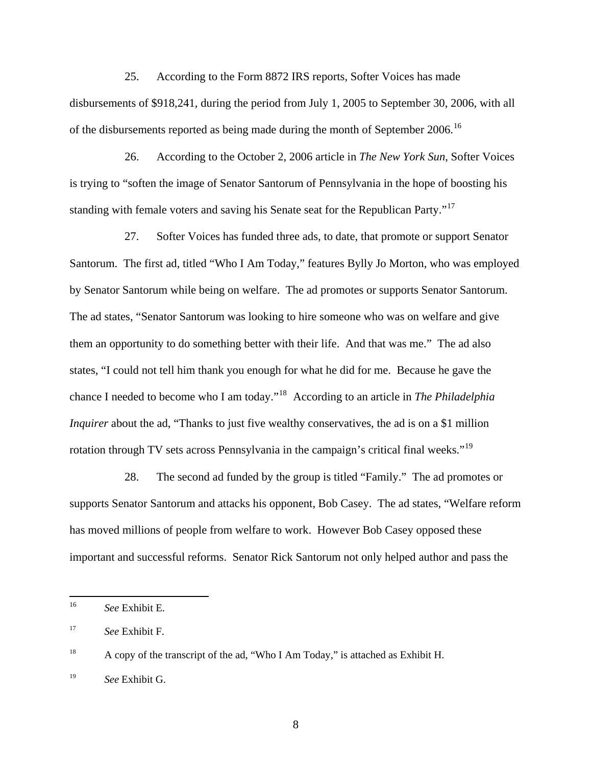25. According to the Form 8872 IRS reports, Softer Voices has made disbursements of $918,241, during the period from July 1, 2005 to September 30, 2006, with all of the disbursements reported as being made during the month of September 2006.[16]

26. According to the October 2, 2006 article in *The New York Sun*, Softer Voices is trying to "soften the image of Senator Santorum of Pennsylvania in the hope of boosting his standing with female voters and saving his Senate seat for the Republican Party."[17]

27. Softer Voices has funded three ads, to date, that promote or support Senator Santorum. The first ad, titled "Who I Am Today," features Bylly Jo Morton, who was employed by Senator Santorum while being on welfare. The ad promotes or supports Senator Santorum. The ad states, "Senator Santorum was looking to hire someone who was on welfare and give them an opportunity to do something better with their life. And that was me." The ad also states, "I could not tell him thank you enough for what he did for me. Because he gave the chance I needed to become who I am today."[18] According to an article in *The Philadelphia Inquirer* about the ad, "Thanks to just five wealthy conservatives, the ad is on a $1 million rotation through TV sets across Pennsylvania in the campaign's critical final weeks."[19]

28. The second ad funded by the group is titled "Family." The ad promotes or supports Senator Santorum and attacks his opponent, Bob Casey. The ad states, "Welfare reform has moved millions of people from welfare to work. However Bob Casey opposed these important and successful reforms. Senator Rick Santorum not only helped author and pass the

---

[16] *See* Exhibit E.

[17] *See* Exhibit F.

[18] A copy of the transcript of the ad, "Who I Am Today," is attached as Exhibit H.

[19] *See* Exhibit G.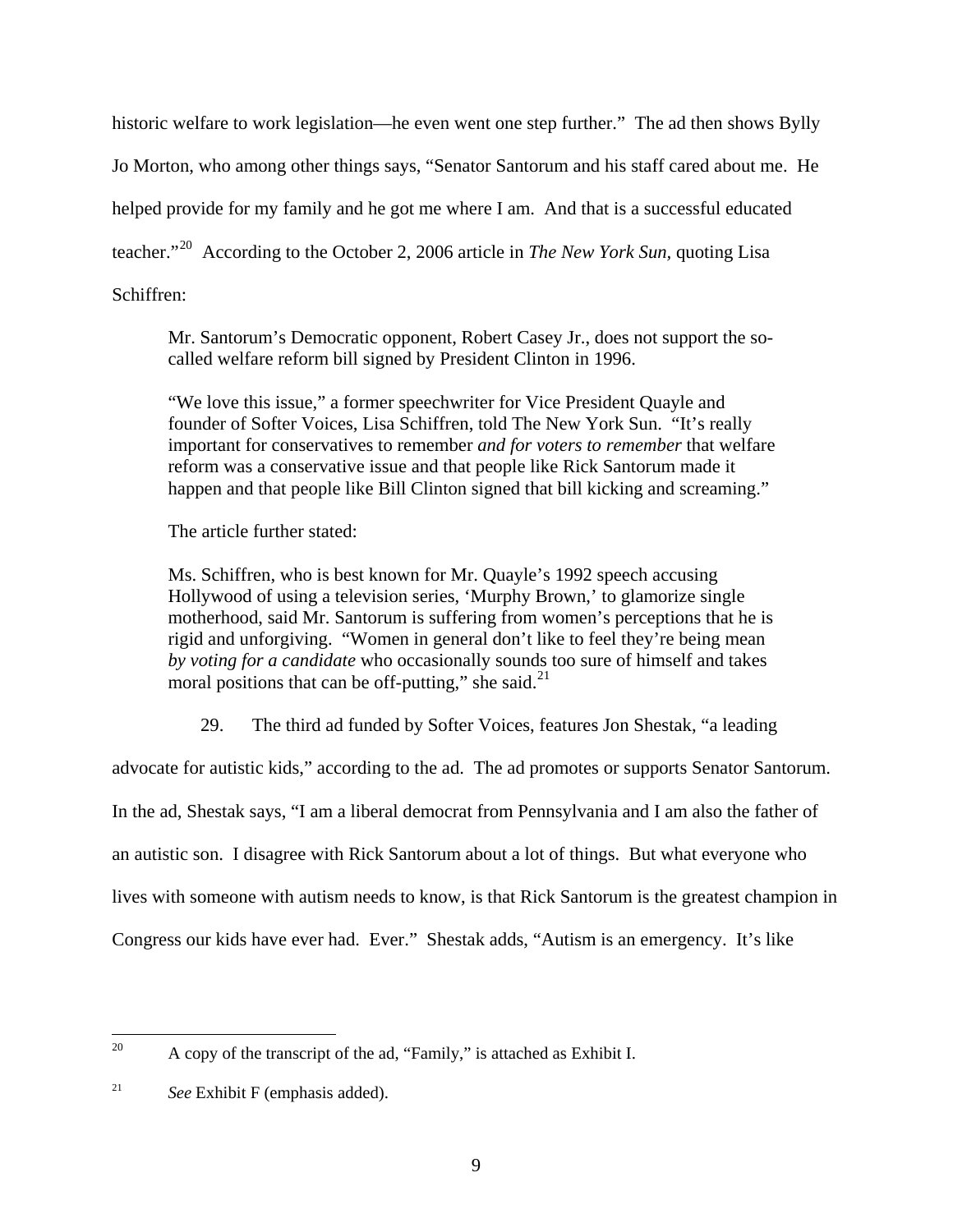historic welfare to work legislation—he even went one step further." The ad then shows Bylly Jo Morton, who among other things says, "Senator Santorum and his staff cared about me. He helped provide for my family and he got me where I am. And that is a successful educated teacher."[20] According to the October 2, 2006 article in *The New York Sun*, quoting Lisa Schiffren:

> Mr. Santorum's Democratic opponent, Robert Casey Jr., does not support the so-called welfare reform bill signed by President Clinton in 1996.
>
> "We love this issue," a former speechwriter for Vice President Quayle and founder of Softer Voices, Lisa Schiffren, told The New York Sun. "It's really important for conservatives to remember *and for voters to remember* that welfare reform was a conservative issue and that people like Rick Santorum made it happen and that people like Bill Clinton signed that bill kicking and screaming."
>
> The article further stated:
>
> Ms. Schiffren, who is best known for Mr. Quayle's 1992 speech accusing Hollywood of using a television series, 'Murphy Brown,' to glamorize single motherhood, said Mr. Santorum is suffering from women's perceptions that he is rigid and unforgiving. "Women in general don't like to feel they're being mean *by voting for a candidate* who occasionally sounds too sure of himself and takes moral positions that can be off-putting," she said.[21]

29. The third ad funded by Softer Voices, features Jon Shestak, "a leading advocate for autistic kids," according to the ad. The ad promotes or supports Senator Santorum. In the ad, Shestak says, "I am a liberal democrat from Pennsylvania and I am also the father of an autistic son. I disagree with Rick Santorum about a lot of things. But what everyone who lives with someone with autism needs to know, is that Rick Santorum is the greatest champion in Congress our kids have ever had. Ever." Shestak adds, "Autism is an emergency. It's like

---

[20] A copy of the transcript of the ad, "Family," is attached as Exhibit I.

[21] *See* Exhibit F (emphasis added).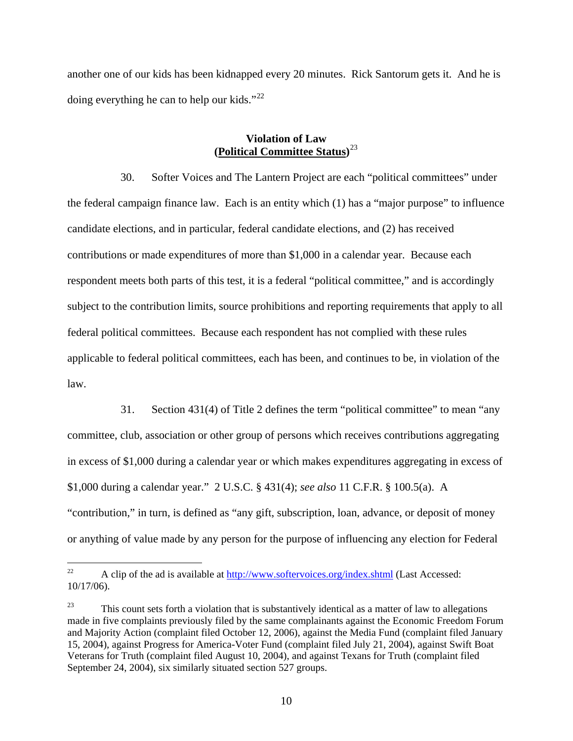another one of our kids has been kidnapped every 20 minutes. Rick Santorum gets it. And he is doing everything he can to help our kids."[22]

**Violation of Law**
**(Political Committee Status)**[23]

30. Softer Voices and The Lantern Project are each "political committees" under the federal campaign finance law. Each is an entity which (1) has a "major purpose" to influence candidate elections, and in particular, federal candidate elections, and (2) has received contributions or made expenditures of more than $1,000 in a calendar year. Because each respondent meets both parts of this test, it is a federal "political committee," and is accordingly subject to the contribution limits, source prohibitions and reporting requirements that apply to all federal political committees. Because each respondent has not complied with these rules applicable to federal political committees, each has been, and continues to be, in violation of the law.

31. Section 431(4) of Title 2 defines the term "political committee" to mean "any committee, club, association or other group of persons which receives contributions aggregating in excess of $1,000 during a calendar year or which makes expenditures aggregating in excess of $1,000 during a calendar year." 2 U.S.C. § 431(4); *see also* 11 C.F.R. § 100.5(a). A "contribution," in turn, is defined as "any gift, subscription, loan, advance, or deposit of money or anything of value made by any person for the purpose of influencing any election for Federal

---

[22] A clip of the ad is available at http://www.softervoices.org/index.shtml (Last Accessed: 10/17/06).

[23] This count sets forth a violation that is substantively identical as a matter of law to allegations made in five complaints previously filed by the same complainants against the Economic Freedom Forum and Majority Action (complaint filed October 12, 2006), against the Media Fund (complaint filed January 15, 2004), against Progress for America-Voter Fund (complaint filed July 21, 2004), against Swift Boat Veterans for Truth (complaint filed August 10, 2004), and against Texans for Truth (complaint filed September 24, 2004), six similarly situated section 527 groups.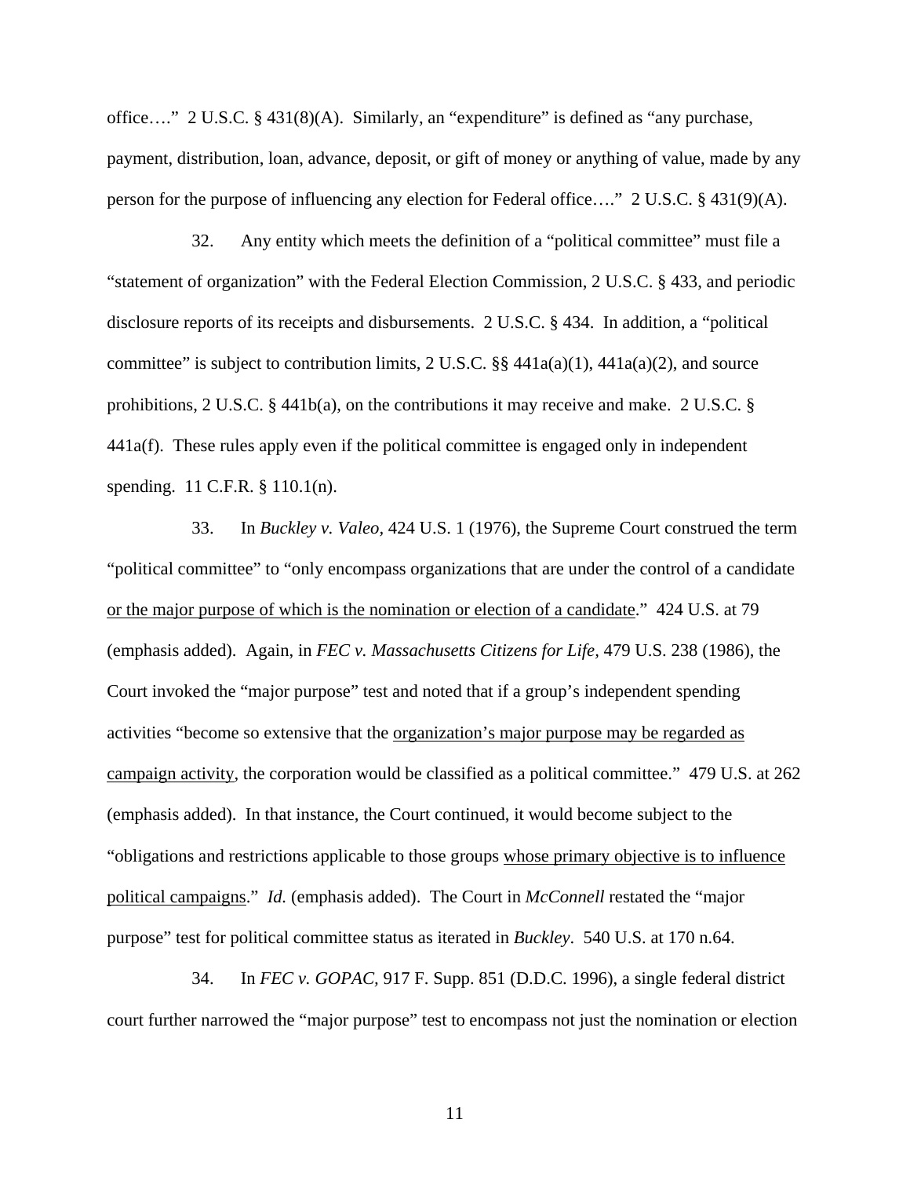office…." 2 U.S.C. § 431(8)(A). Similarly, an "expenditure" is defined as "any purchase, payment, distribution, loan, advance, deposit, or gift of money or anything of value, made by any person for the purpose of influencing any election for Federal office…." 2 U.S.C. § 431(9)(A).

32. Any entity which meets the definition of a "political committee" must file a "statement of organization" with the Federal Election Commission, 2 U.S.C. § 433, and periodic disclosure reports of its receipts and disbursements. 2 U.S.C. § 434. In addition, a "political committee" is subject to contribution limits, 2 U.S.C. §§ 441a(a)(1), 441a(a)(2), and source prohibitions, 2 U.S.C. § 441b(a), on the contributions it may receive and make. 2 U.S.C. § 441a(f). These rules apply even if the political committee is engaged only in independent spending. 11 C.F.R. § 110.1(n).

33. In *Buckley v. Valeo*, 424 U.S. 1 (1976), the Supreme Court construed the term "political committee" to "only encompass organizations that are under the control of a candidate <u>or the major purpose of which is the nomination or election of a candidate</u>." 424 U.S. at 79 (emphasis added). Again, in *FEC v. Massachusetts Citizens for Life*, 479 U.S. 238 (1986), the Court invoked the "major purpose" test and noted that if a group's independent spending activities "become so extensive that the <u>organization's major purpose may be regarded as campaign activity</u>, the corporation would be classified as a political committee." 479 U.S. at 262 (emphasis added). In that instance, the Court continued, it would become subject to the "obligations and restrictions applicable to those groups <u>whose primary objective is to influence political campaigns</u>." *Id.* (emphasis added). The Court in *McConnell* restated the "major purpose" test for political committee status as iterated in *Buckley*. 540 U.S. at 170 n.64.

34. In *FEC v. GOPAC*, 917 F. Supp. 851 (D.D.C. 1996), a single federal district court further narrowed the "major purpose" test to encompass not just the nomination or election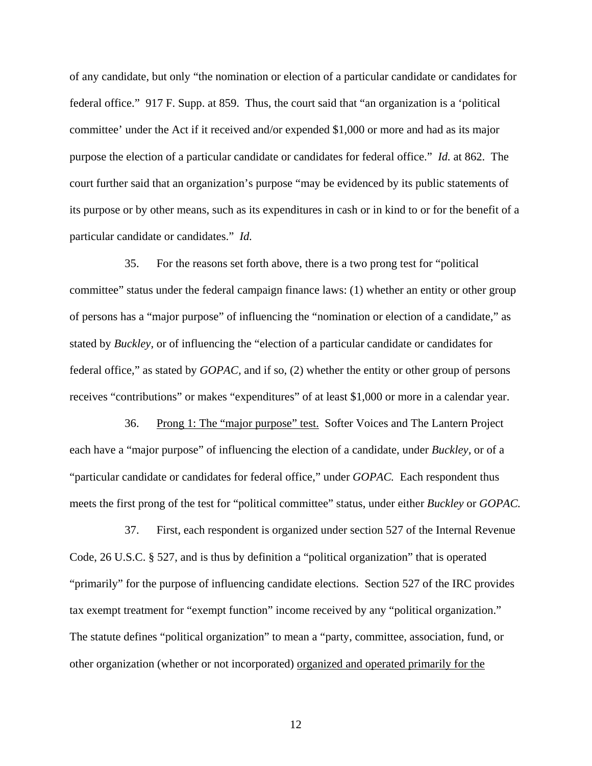of any candidate, but only "the nomination or election of a particular candidate or candidates for federal office." 917 F. Supp. at 859. Thus, the court said that "an organization is a 'political committee' under the Act if it received and/or expended $1,000 or more and had as its major purpose the election of a particular candidate or candidates for federal office." *Id.* at 862. The court further said that an organization's purpose "may be evidenced by its public statements of its purpose or by other means, such as its expenditures in cash or in kind to or for the benefit of a particular candidate or candidates." *Id.*

35. For the reasons set forth above, there is a two prong test for "political committee" status under the federal campaign finance laws: (1) whether an entity or other group of persons has a "major purpose" of influencing the "nomination or election of a candidate," as stated by *Buckley*, or of influencing the "election of a particular candidate or candidates for federal office," as stated by *GOPAC,* and if so, (2) whether the entity or other group of persons receives "contributions" or makes "expenditures" of at least $1,000 or more in a calendar year.

36. <u>Prong 1: The "major purpose" test.</u> Softer Voices and The Lantern Project each have a "major purpose" of influencing the election of a candidate, under *Buckley*, or of a "particular candidate or candidates for federal office," under *GOPAC.* Each respondent thus meets the first prong of the test for "political committee" status, under either *Buckley* or *GOPAC.*

37. First, each respondent is organized under section 527 of the Internal Revenue Code, 26 U.S.C. § 527, and is thus by definition a "political organization" that is operated "primarily" for the purpose of influencing candidate elections. Section 527 of the IRC provides tax exempt treatment for "exempt function" income received by any "political organization." The statute defines "political organization" to mean a "party, committee, association, fund, or other organization (whether or not incorporated) <u>organized and operated primarily for the</u>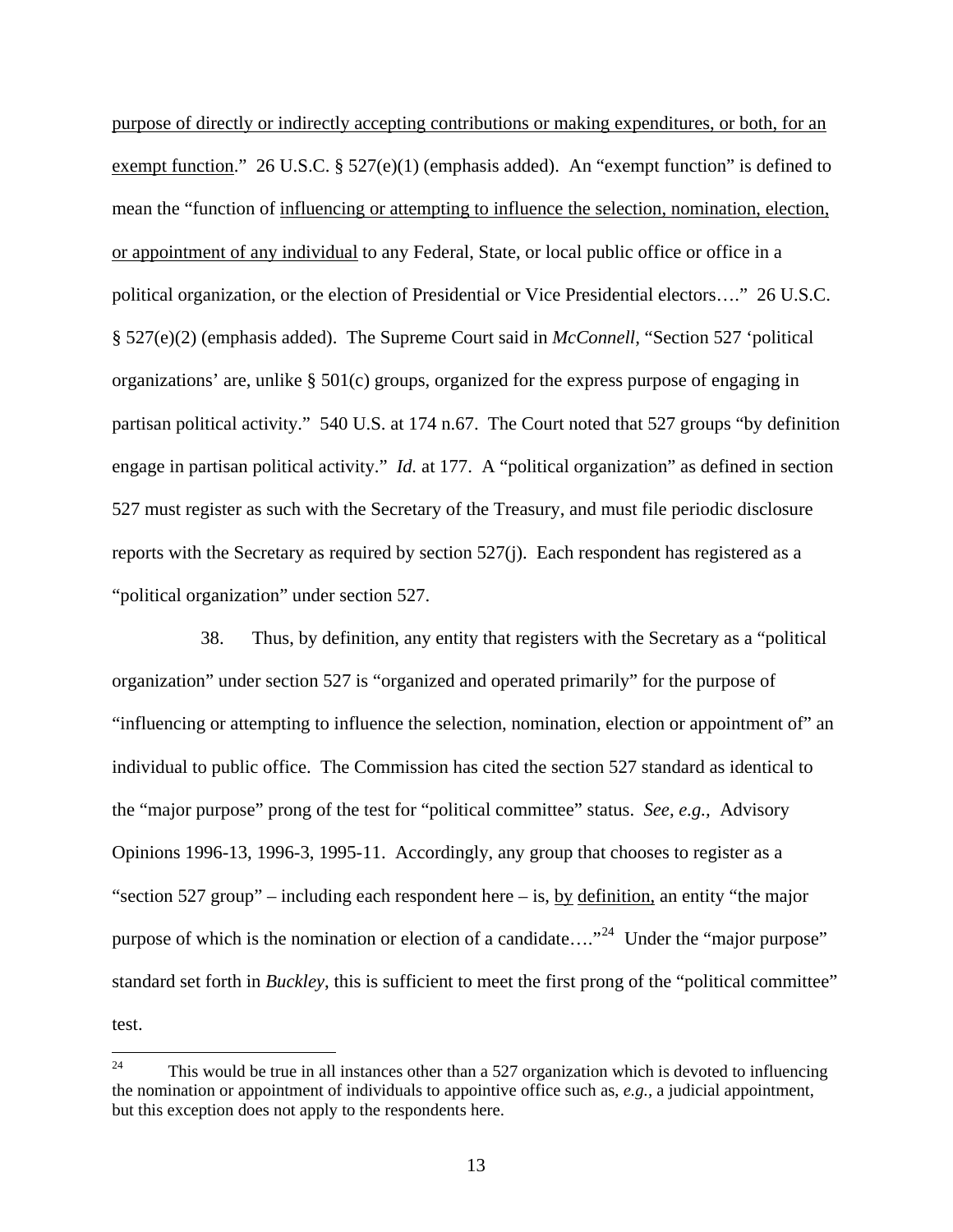purpose of directly or indirectly accepting contributions or making expenditures, or both, for an exempt function." 26 U.S.C. § 527(e)(1) (emphasis added). An "exempt function" is defined to mean the "function of influencing or attempting to influence the selection, nomination, election, or appointment of any individual to any Federal, State, or local public office or office in a political organization, or the election of Presidential or Vice Presidential electors…." 26 U.S.C. § 527(e)(2) (emphasis added). The Supreme Court said in *McConnell*, "Section 527 'political organizations' are, unlike § 501(c) groups, organized for the express purpose of engaging in partisan political activity." 540 U.S. at 174 n.67. The Court noted that 527 groups "by definition engage in partisan political activity." *Id.* at 177. A "political organization" as defined in section 527 must register as such with the Secretary of the Treasury, and must file periodic disclosure reports with the Secretary as required by section 527(j). Each respondent has registered as a "political organization" under section 527.

38. Thus, by definition, any entity that registers with the Secretary as a "political organization" under section 527 is "organized and operated primarily" for the purpose of "influencing or attempting to influence the selection, nomination, election or appointment of" an individual to public office. The Commission has cited the section 527 standard as identical to the "major purpose" prong of the test for "political committee" status. *See, e.g.,* Advisory Opinions 1996-13, 1996-3, 1995-11. Accordingly, any group that chooses to register as a "section 527 group" – including each respondent here – is, by definition, an entity "the major purpose of which is the nomination or election of a candidate…."[24] Under the "major purpose" standard set forth in *Buckley*, this is sufficient to meet the first prong of the "political committee" test.

---

[24] This would be true in all instances other than a 527 organization which is devoted to influencing the nomination or appointment of individuals to appointive office such as, *e.g.,* a judicial appointment, but this exception does not apply to the respondents here.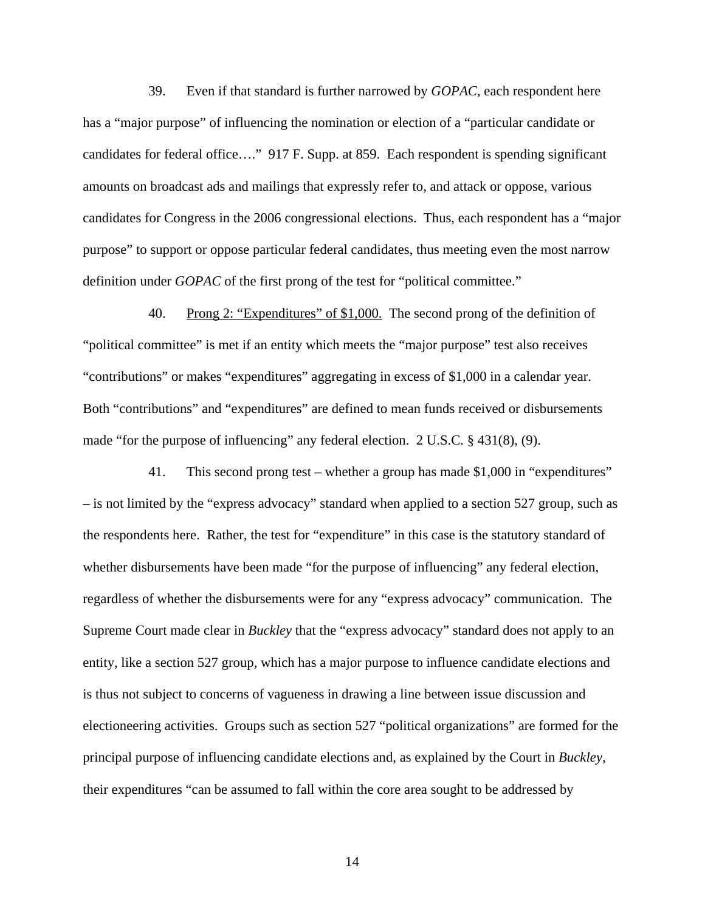39. Even if that standard is further narrowed by *GOPAC*, each respondent here has a "major purpose" of influencing the nomination or election of a "particular candidate or candidates for federal office…." 917 F. Supp. at 859. Each respondent is spending significant amounts on broadcast ads and mailings that expressly refer to, and attack or oppose, various candidates for Congress in the 2006 congressional elections. Thus, each respondent has a "major purpose" to support or oppose particular federal candidates, thus meeting even the most narrow definition under *GOPAC* of the first prong of the test for "political committee."

40. <u>Prong 2: "Expenditures" of $1,000.</u> The second prong of the definition of "political committee" is met if an entity which meets the "major purpose" test also receives "contributions" or makes "expenditures" aggregating in excess of $1,000 in a calendar year. Both "contributions" and "expenditures" are defined to mean funds received or disbursements made "for the purpose of influencing" any federal election. 2 U.S.C. § 431(8), (9).

41. This second prong test – whether a group has made $1,000 in "expenditures" – is not limited by the "express advocacy" standard when applied to a section 527 group, such as the respondents here. Rather, the test for "expenditure" in this case is the statutory standard of whether disbursements have been made "for the purpose of influencing" any federal election, regardless of whether the disbursements were for any "express advocacy" communication. The Supreme Court made clear in *Buckley* that the "express advocacy" standard does not apply to an entity, like a section 527 group, which has a major purpose to influence candidate elections and is thus not subject to concerns of vagueness in drawing a line between issue discussion and electioneering activities. Groups such as section 527 "political organizations" are formed for the principal purpose of influencing candidate elections and, as explained by the Court in *Buckley*, their expenditures "can be assumed to fall within the core area sought to be addressed by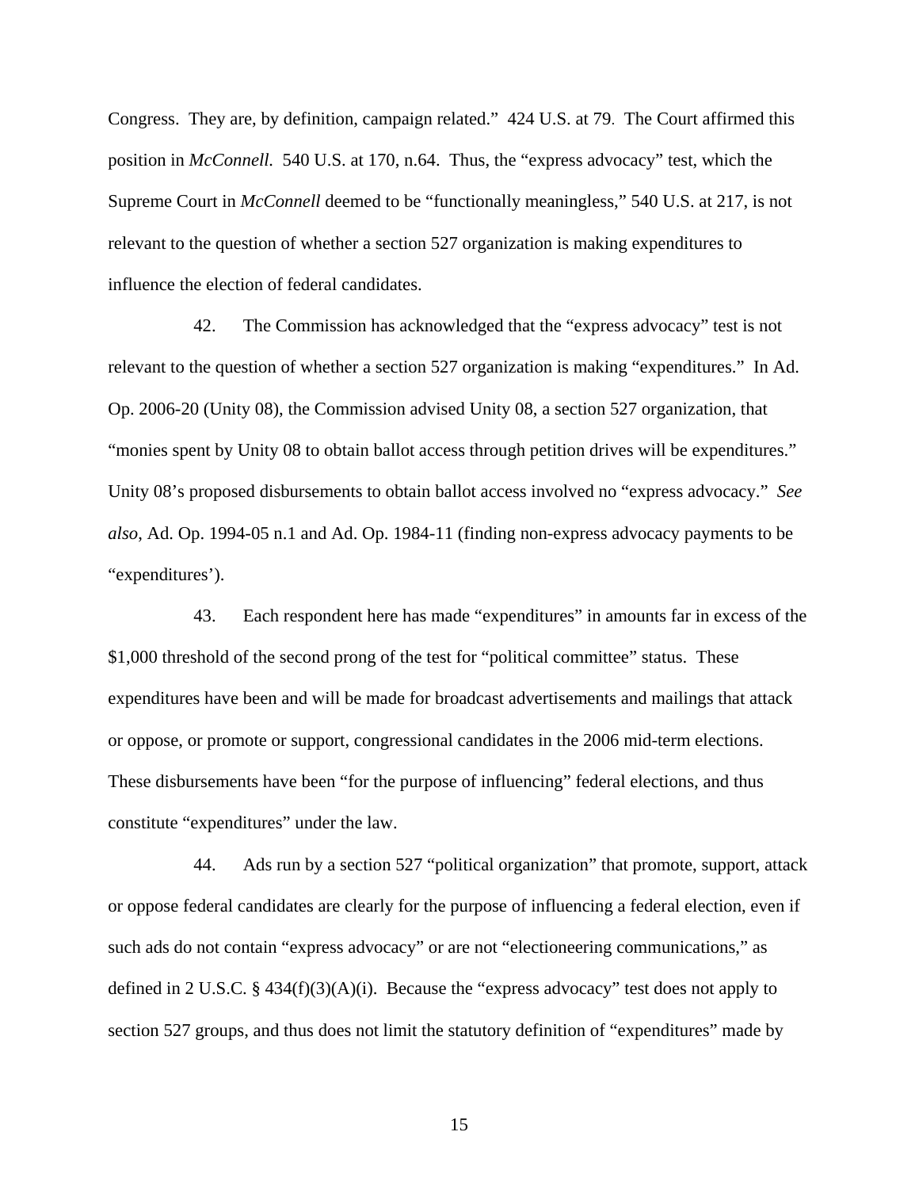Congress. They are, by definition, campaign related." 424 U.S. at 79. The Court affirmed this position in *McConnell.* 540 U.S. at 170, n.64. Thus, the "express advocacy" test, which the Supreme Court in *McConnell* deemed to be "functionally meaningless," 540 U.S. at 217, is not relevant to the question of whether a section 527 organization is making expenditures to influence the election of federal candidates.

42. The Commission has acknowledged that the "express advocacy" test is not relevant to the question of whether a section 527 organization is making "expenditures." In Ad. Op. 2006-20 (Unity 08), the Commission advised Unity 08, a section 527 organization, that "monies spent by Unity 08 to obtain ballot access through petition drives will be expenditures." Unity 08's proposed disbursements to obtain ballot access involved no "express advocacy." *See also*, Ad. Op. 1994-05 n.1 and Ad. Op. 1984-11 (finding non-express advocacy payments to be "expenditures').

43. Each respondent here has made "expenditures" in amounts far in excess of the $1,000 threshold of the second prong of the test for "political committee" status. These expenditures have been and will be made for broadcast advertisements and mailings that attack or oppose, or promote or support, congressional candidates in the 2006 mid-term elections. These disbursements have been "for the purpose of influencing" federal elections, and thus constitute "expenditures" under the law.

44. Ads run by a section 527 "political organization" that promote, support, attack or oppose federal candidates are clearly for the purpose of influencing a federal election, even if such ads do not contain "express advocacy" or are not "electioneering communications," as defined in 2 U.S.C. § 434(f)(3)(A)(i). Because the "express advocacy" test does not apply to section 527 groups, and thus does not limit the statutory definition of "expenditures" made by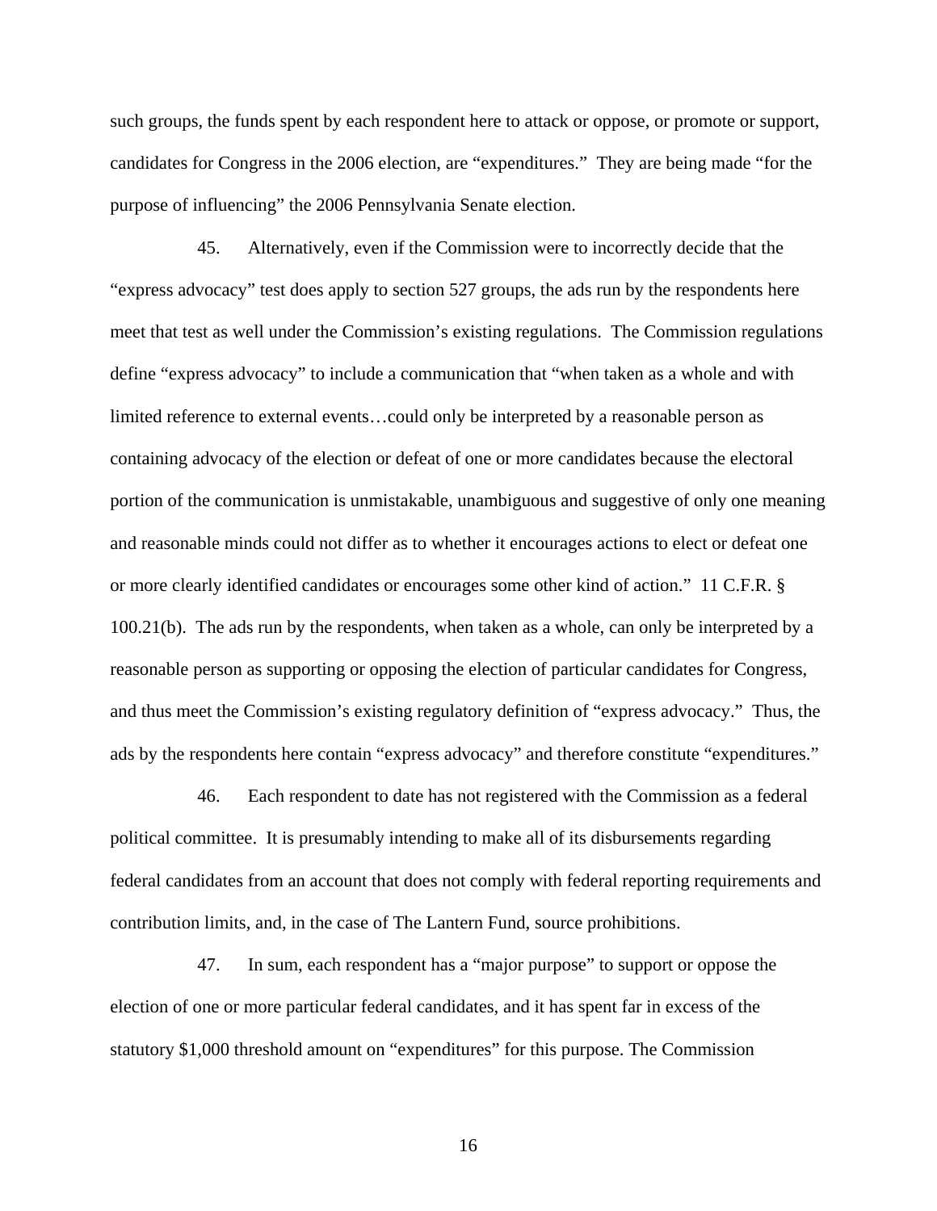such groups, the funds spent by each respondent here to attack or oppose, or promote or support, candidates for Congress in the 2006 election, are "expenditures." They are being made "for the purpose of influencing" the 2006 Pennsylvania Senate election.

45. Alternatively, even if the Commission were to incorrectly decide that the "express advocacy" test does apply to section 527 groups, the ads run by the respondents here meet that test as well under the Commission's existing regulations. The Commission regulations define "express advocacy" to include a communication that "when taken as a whole and with limited reference to external events…could only be interpreted by a reasonable person as containing advocacy of the election or defeat of one or more candidates because the electoral portion of the communication is unmistakable, unambiguous and suggestive of only one meaning and reasonable minds could not differ as to whether it encourages actions to elect or defeat one or more clearly identified candidates or encourages some other kind of action." 11 C.F.R. § 100.21(b). The ads run by the respondents, when taken as a whole, can only be interpreted by a reasonable person as supporting or opposing the election of particular candidates for Congress, and thus meet the Commission's existing regulatory definition of "express advocacy." Thus, the ads by the respondents here contain "express advocacy" and therefore constitute "expenditures."

46. Each respondent to date has not registered with the Commission as a federal political committee. It is presumably intending to make all of its disbursements regarding federal candidates from an account that does not comply with federal reporting requirements and contribution limits, and, in the case of The Lantern Fund, source prohibitions.

47. In sum, each respondent has a "major purpose" to support or oppose the election of one or more particular federal candidates, and it has spent far in excess of the statutory $1,000 threshold amount on "expenditures" for this purpose. The Commission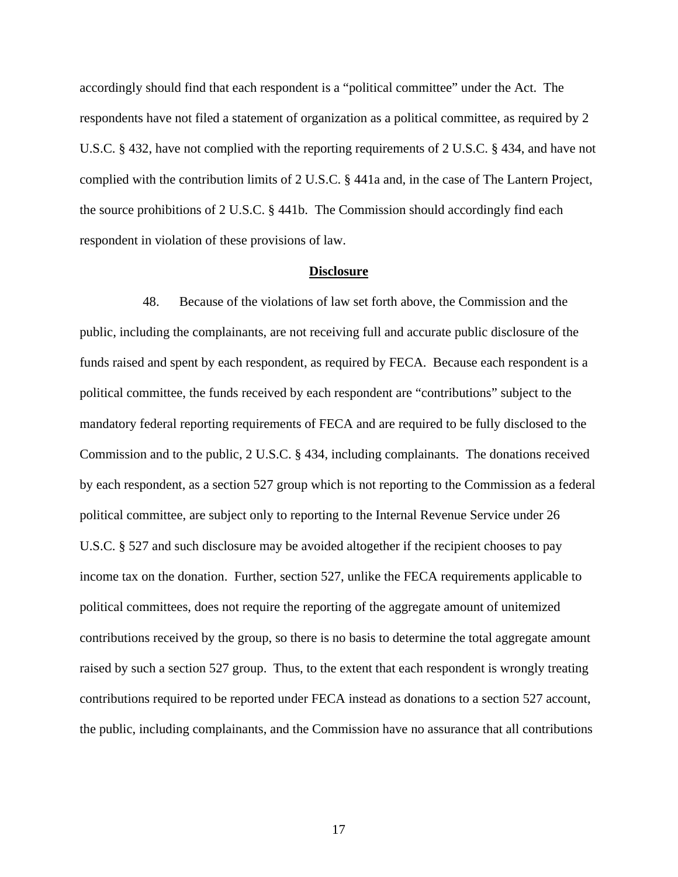accordingly should find that each respondent is a "political committee" under the Act. The respondents have not filed a statement of organization as a political committee, as required by 2 U.S.C. § 432, have not complied with the reporting requirements of 2 U.S.C. § 434, and have not complied with the contribution limits of 2 U.S.C. § 441a and, in the case of The Lantern Project, the source prohibitions of 2 U.S.C. § 441b. The Commission should accordingly find each respondent in violation of these provisions of law.

**Disclosure**

48. Because of the violations of law set forth above, the Commission and the public, including the complainants, are not receiving full and accurate public disclosure of the funds raised and spent by each respondent, as required by FECA. Because each respondent is a political committee, the funds received by each respondent are "contributions" subject to the mandatory federal reporting requirements of FECA and are required to be fully disclosed to the Commission and to the public, 2 U.S.C. § 434, including complainants. The donations received by each respondent, as a section 527 group which is not reporting to the Commission as a federal political committee, are subject only to reporting to the Internal Revenue Service under 26 U.S.C. § 527 and such disclosure may be avoided altogether if the recipient chooses to pay income tax on the donation. Further, section 527, unlike the FECA requirements applicable to political committees, does not require the reporting of the aggregate amount of unitemized contributions received by the group, so there is no basis to determine the total aggregate amount raised by such a section 527 group. Thus, to the extent that each respondent is wrongly treating contributions required to be reported under FECA instead as donations to a section 527 account, the public, including complainants, and the Commission have no assurance that all contributions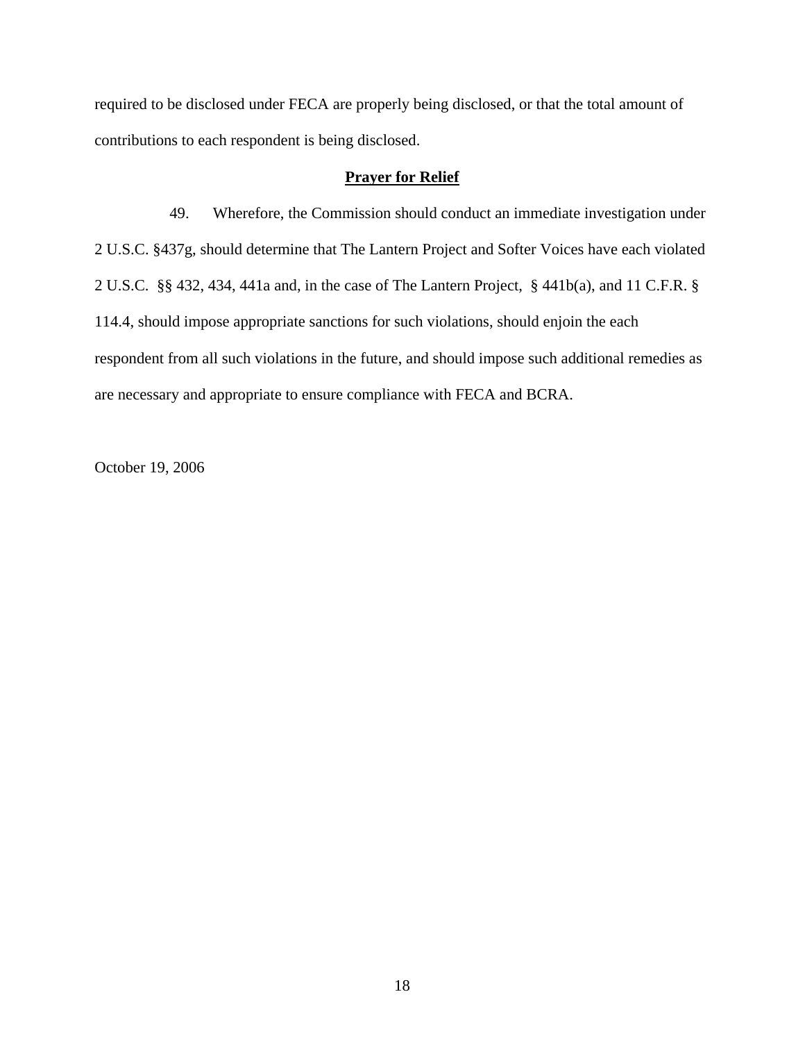required to be disclosed under FECA are properly being disclosed, or that the total amount of contributions to each respondent is being disclosed.

## **Prayer for Relief**

49. Wherefore, the Commission should conduct an immediate investigation under 2 U.S.C. §437g, should determine that The Lantern Project and Softer Voices have each violated 2 U.S.C. §§ 432, 434, 441a and, in the case of The Lantern Project, § 441b(a), and 11 C.F.R. § 114.4, should impose appropriate sanctions for such violations, should enjoin the each respondent from all such violations in the future, and should impose such additional remedies as are necessary and appropriate to ensure compliance with FECA and BCRA.

October 19, 2006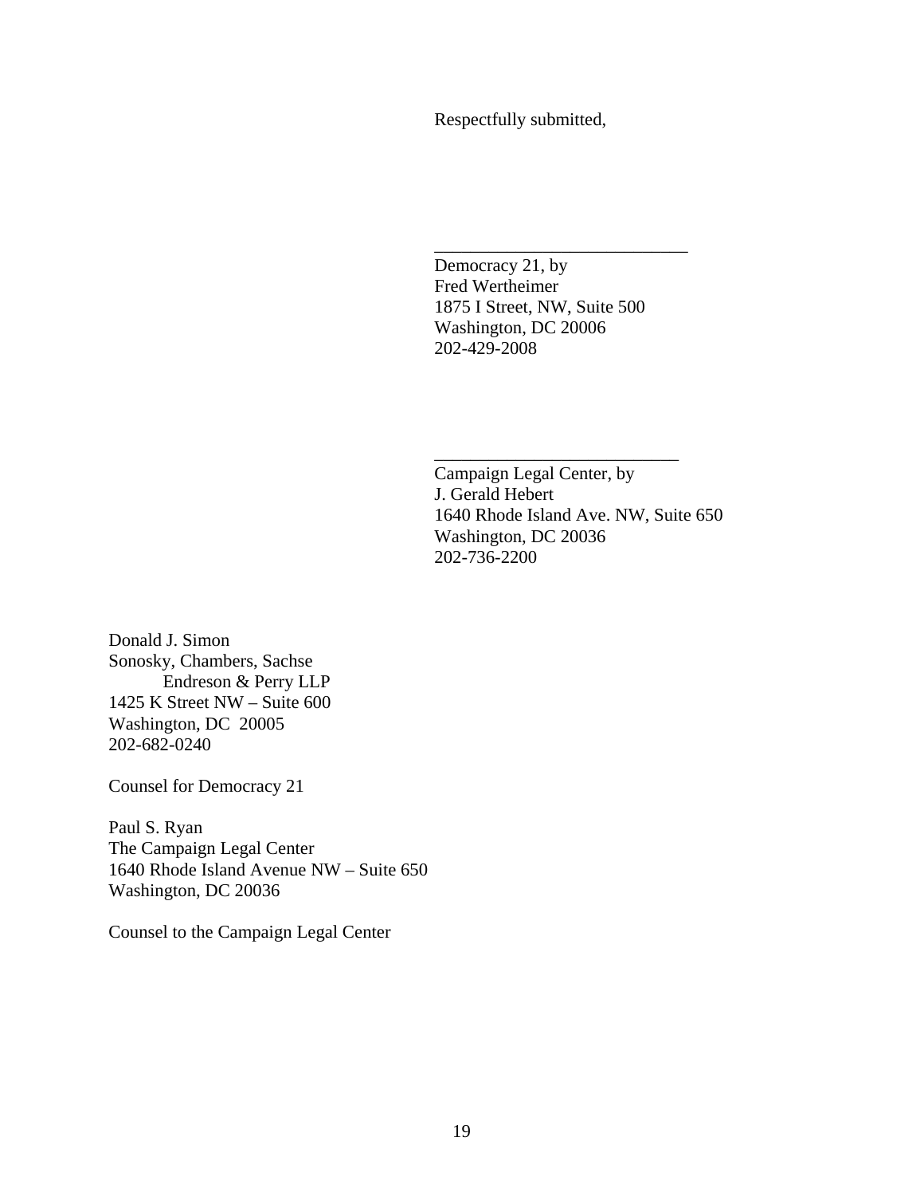Respectfully submitted,

\_\_\_\_\_\_\_\_\_\_\_\_\_\_\_\_\_\_\_\_\_\_\_\_\_\_\_\_

Democracy 21, by
Fred Wertheimer
1875 I Street, NW, Suite 500
Washington, DC 20006
202-429-2008

\_\_\_\_\_\_\_\_\_\_\_\_\_\_\_\_\_\_\_\_\_\_\_\_\_\_\_

Campaign Legal Center, by
J. Gerald Hebert
1640 Rhode Island Ave. NW, Suite 650
Washington, DC 20036
202-736-2200

Donald J. Simon
Sonosky, Chambers, Sachse
Endreson & Perry LLP
1425 K Street NW – Suite 600
Washington, DC 20005
202-682-0240

Counsel for Democracy 21

Paul S. Ryan
The Campaign Legal Center
1640 Rhode Island Avenue NW – Suite 650
Washington, DC 20036

Counsel to the Campaign Legal Center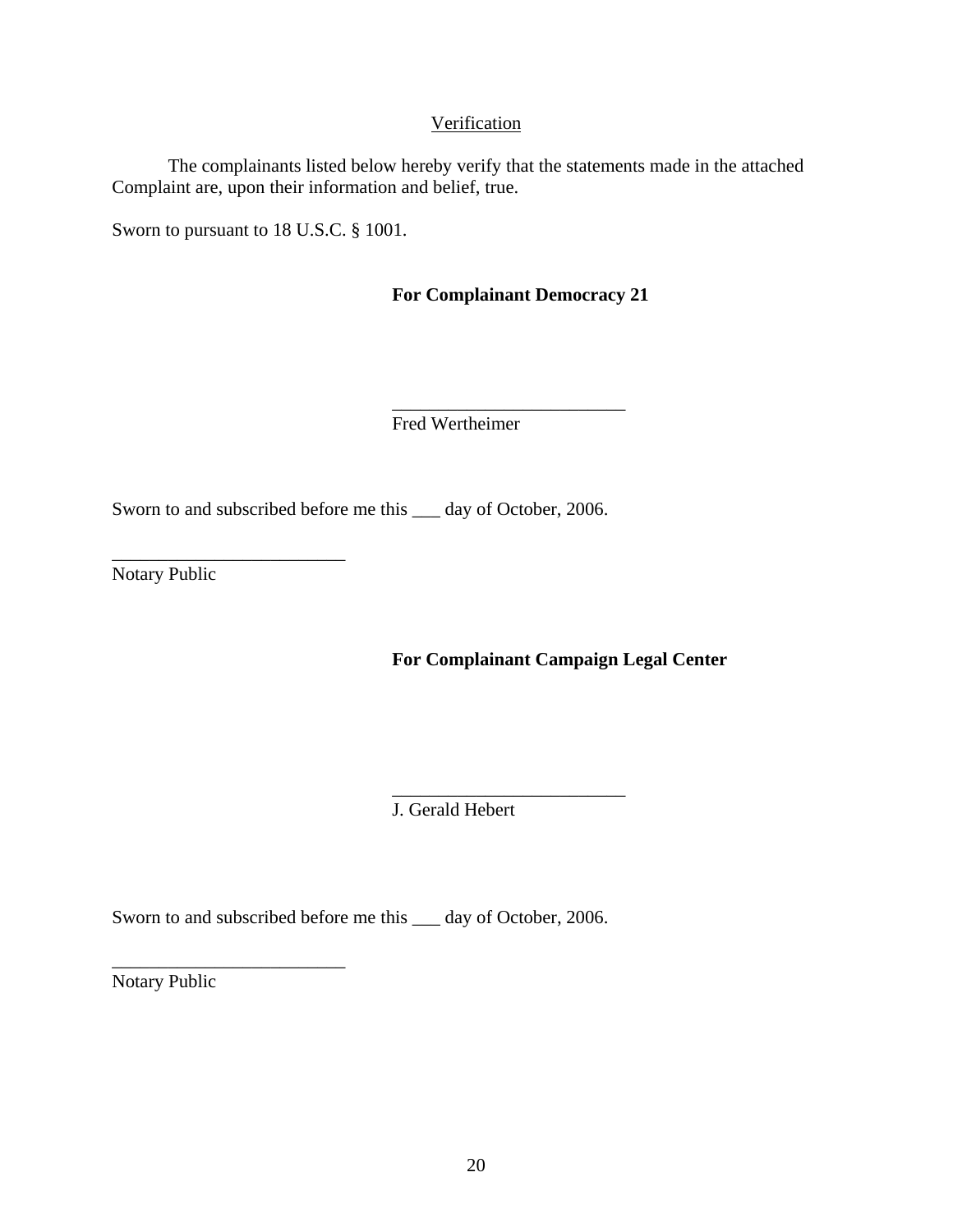## Verification

The complainants listed below hereby verify that the statements made in the attached Complaint are, upon their information and belief, true.

Sworn to pursuant to 18 U.S.C. § 1001.

**For Complainant Democracy 21**

_________________________
Fred Wertheimer

Sworn to and subscribed before me this ___ day of October, 2006.

_________________________
Notary Public

**For Complainant Campaign Legal Center**

_________________________
J. Gerald Hebert

Sworn to and subscribed before me this ___ day of October, 2006.

_________________________
Notary Public